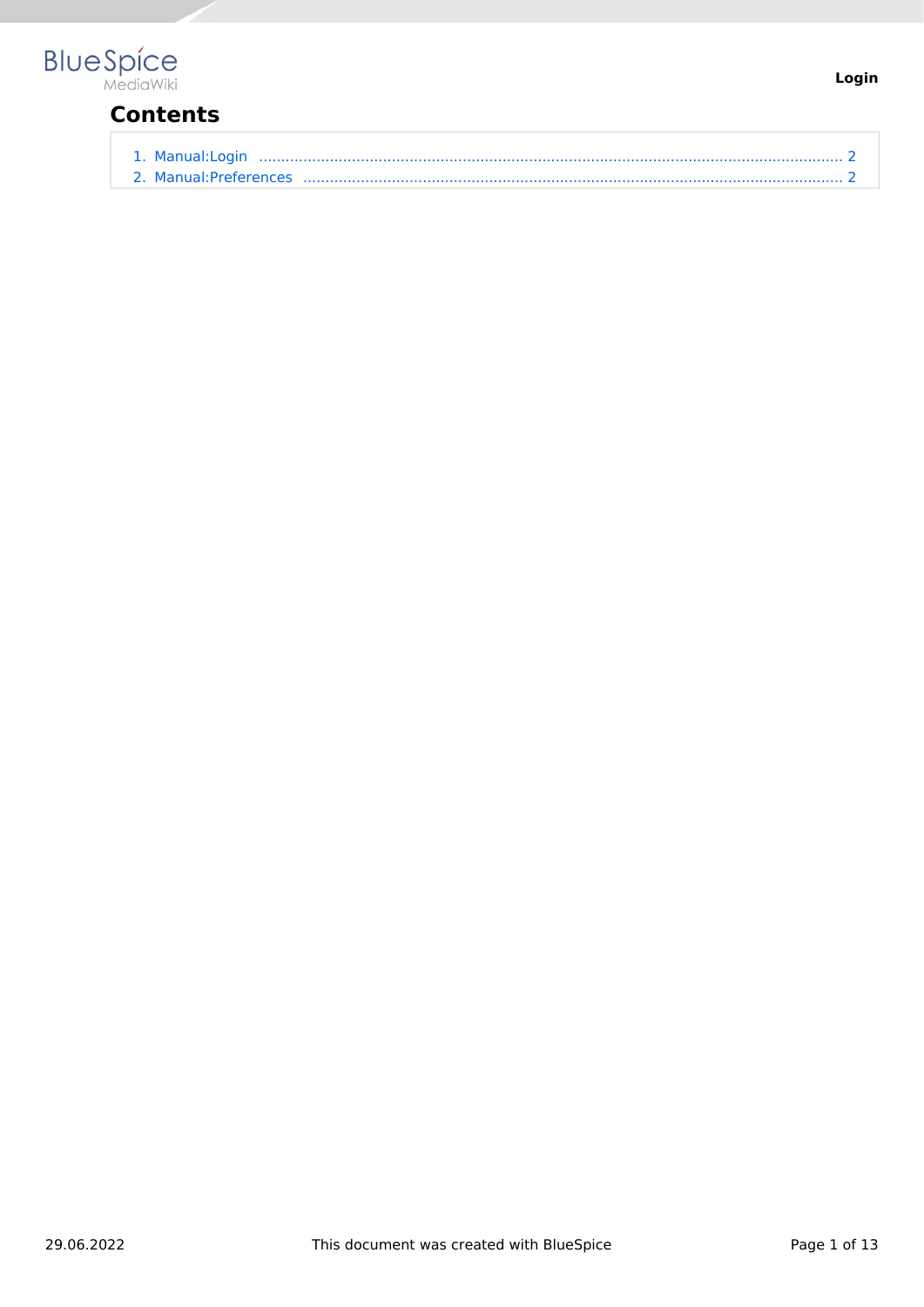# Contents

1. Manual:Login .......................................................................................................................................... 2
2. Manual:Preferences ................................................................................................................................ 2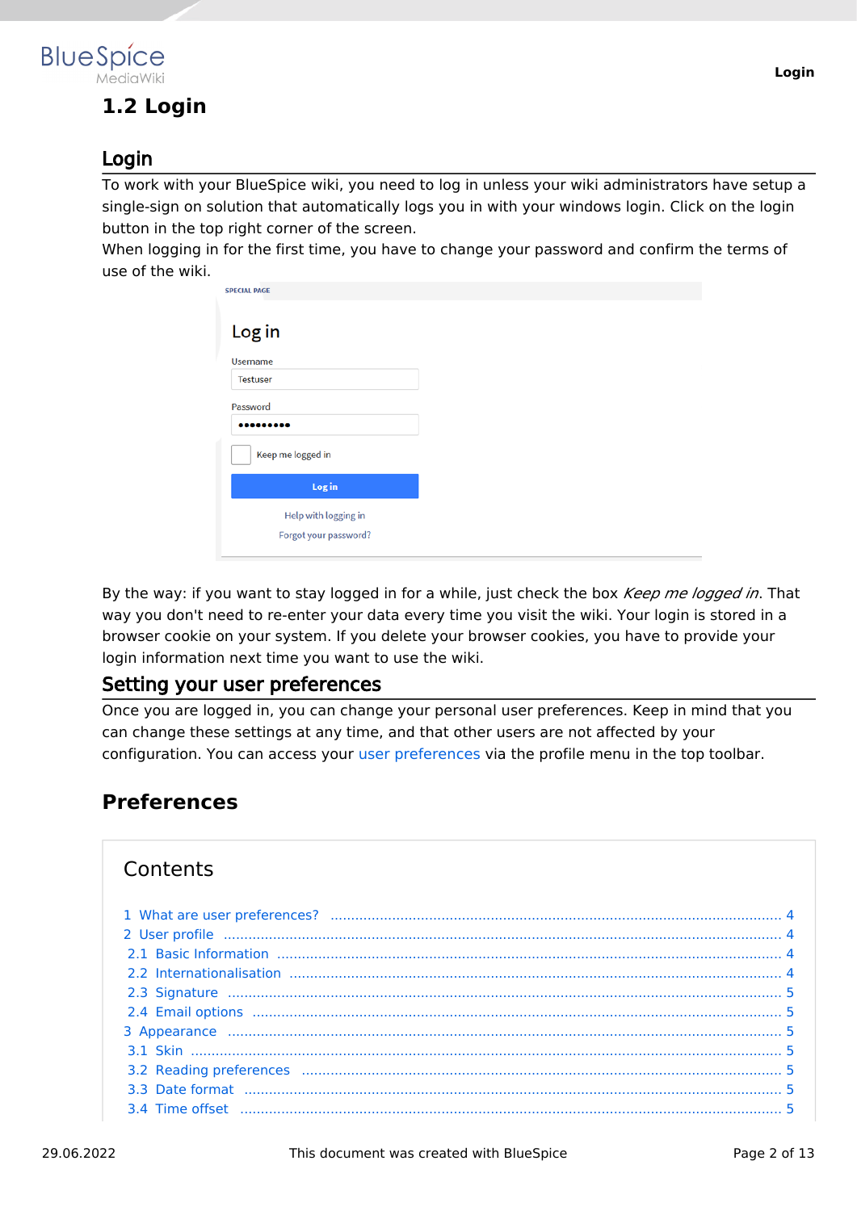# 1.2 Login

## Login

To work with your BlueSpice wiki, you need to log in unless your wiki administrators have setup a single-sign on solution that automatically logs you in with your windows login. Click on the login button in the top right corner of the screen.

When logging in for the first time, you have to change your password and confirm the terms of use of the wiki.

By the way: if you want to stay logged in for a while, just check the box *Keep me logged in*. That way you don't need to re-enter your data every time you visit the wiki. Your login is stored in a browser cookie on your system. If you delete your browser cookies, you have to provide your login information next time you want to use the wiki.

## Setting your user preferences

Once you are logged in, you can change your personal user preferences. Keep in mind that you can change these settings at any time, and that other users are not affected by your configuration. You can access your user preferences via the profile menu in the top toolbar.

# Preferences

Contents

- 1 What are user preferences? ... 4
- 2 User profile ... 4
  - 2.1 Basic Information ... 4
  - 2.2 Internationalisation ... 4
  - 2.3 Signature ... 5
  - 2.4 Email options ... 5
- 3 Appearance ... 5
  - 3.1 Skin ... 5
  - 3.2 Reading preferences ... 5
  - 3.3 Date format ... 5
  - 3.4 Time offset ... 5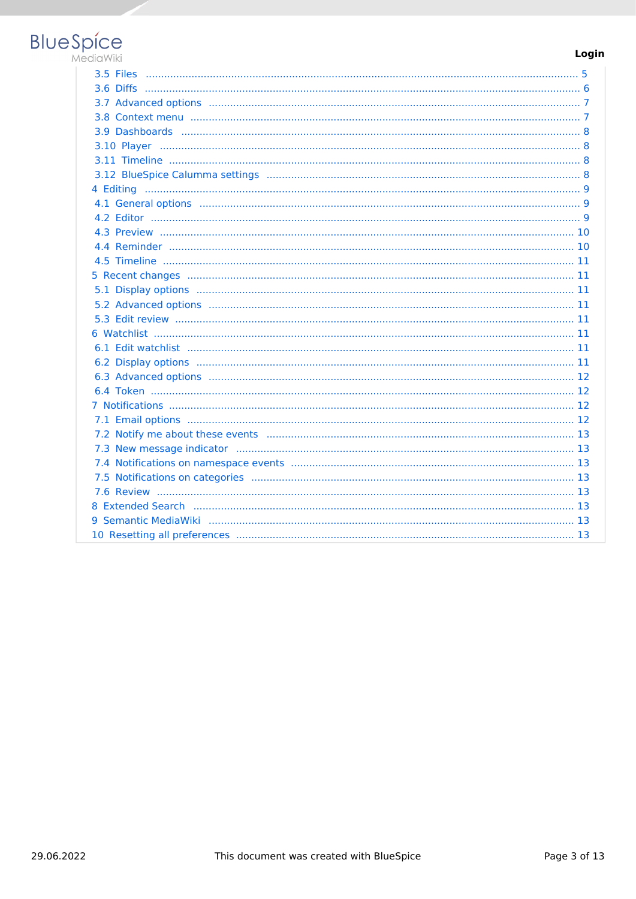- 3.5 Files ..... 5
- 3.6 Diffs ..... 6
- 3.7 Advanced options ..... 7
- 3.8 Context menu ..... 7
- 3.9 Dashboards ..... 8
- 3.10 Player ..... 8
- 3.11 Timeline ..... 8
- 3.12 BlueSpice Calumma settings ..... 8
- 4 Editing ..... 9
- 4.1 General options ..... 9
- 4.2 Editor ..... 9
- 4.3 Preview ..... 10
- 4.4 Reminder ..... 10
- 4.5 Timeline ..... 11
- 5 Recent changes ..... 11
- 5.1 Display options ..... 11
- 5.2 Advanced options ..... 11
- 5.3 Edit review ..... 11
- 6 Watchlist ..... 11
- 6.1 Edit watchlist ..... 11
- 6.2 Display options ..... 11
- 6.3 Advanced options ..... 12
- 6.4 Token ..... 12
- 7 Notifications ..... 12
- 7.1 Email options ..... 12
- 7.2 Notify me about these events ..... 13
- 7.3 New message indicator ..... 13
- 7.4 Notifications on namespace events ..... 13
- 7.5 Notifications on categories ..... 13
- 7.6 Review ..... 13
- 8 Extended Search ..... 13
- 9 Semantic MediaWiki ..... 13
- 10 Resetting all preferences ..... 13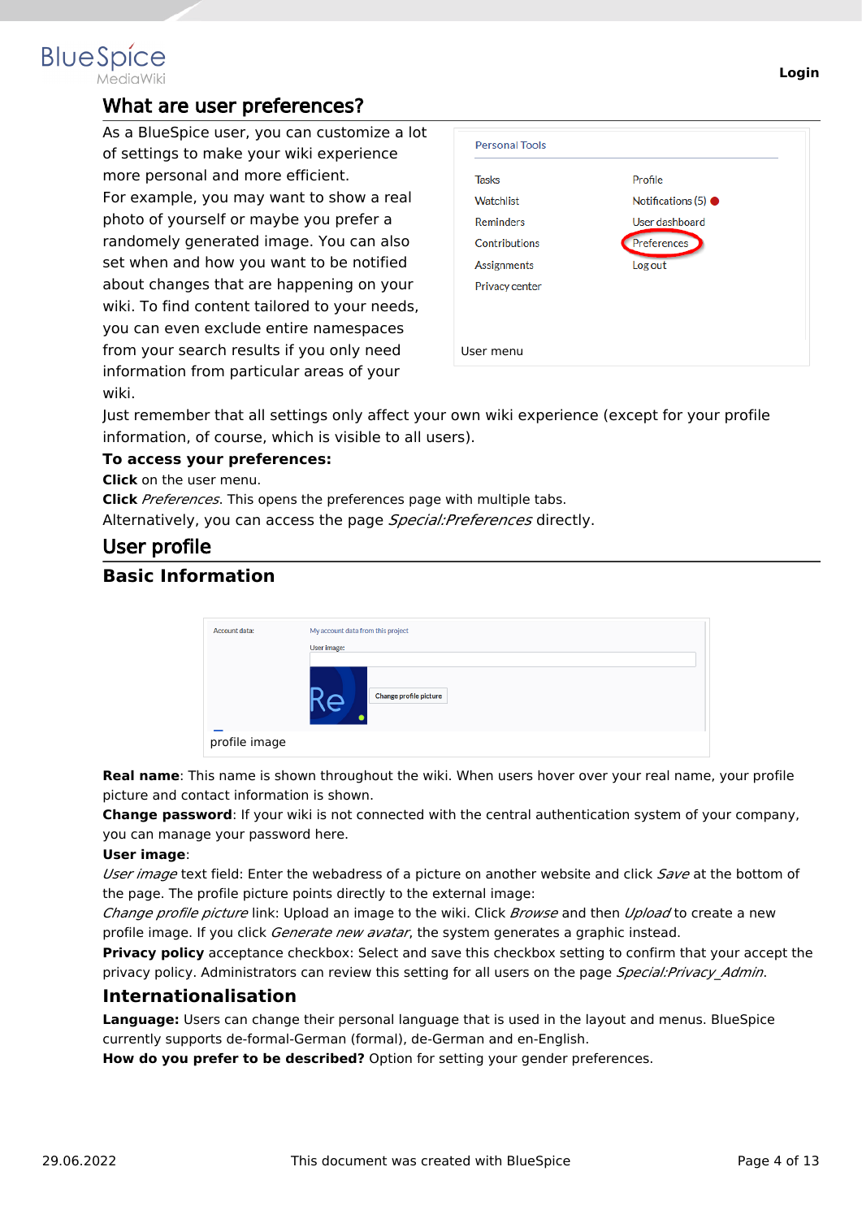## What are user preferences?

As a BlueSpice user, you can customize a lot of settings to make your wiki experience more personal and more efficient.

For example, you may want to show a real photo of yourself or maybe you prefer a randomely generated image. You can also set when and how you want to be notified about changes that are happening on your wiki. To find content tailored to your needs, you can even exclude entire namespaces from your search results if you only need information from particular areas of your wiki.

User menu

Just remember that all settings only affect your own wiki experience (except for your profile information, of course, which is visible to all users).

**To access your preferences:**

**Click** on the user menu.

**Click** *Preferences*. This opens the preferences page with multiple tabs.

Alternatively, you can access the page *Special:Preferences* directly.

## User profile

### Basic Information

profile image

**Real name**: This name is shown throughout the wiki. When users hover over your real name, your profile picture and contact information is shown.

**Change password**: If your wiki is not connected with the central authentication system of your company, you can manage your password here.

**User image**:

*User image* text field: Enter the webadress of a picture on another website and click *Save* at the bottom of the page. The profile picture points directly to the external image:

*Change profile picture* link: Upload an image to the wiki. Click *Browse* and then *Upload* to create a new profile image. If you click *Generate new avatar*, the system generates a graphic instead.

**Privacy policy** acceptance checkbox: Select and save this checkbox setting to confirm that your accept the privacy policy. Administrators can review this setting for all users on the page *Special:Privacy_Admin*.

### Internationalisation

**Language:** Users can change their personal language that is used in the layout and menus. BlueSpice currently supports de-formal-German (formal), de-German and en-English.

**How do you prefer to be described?** Option for setting your gender preferences.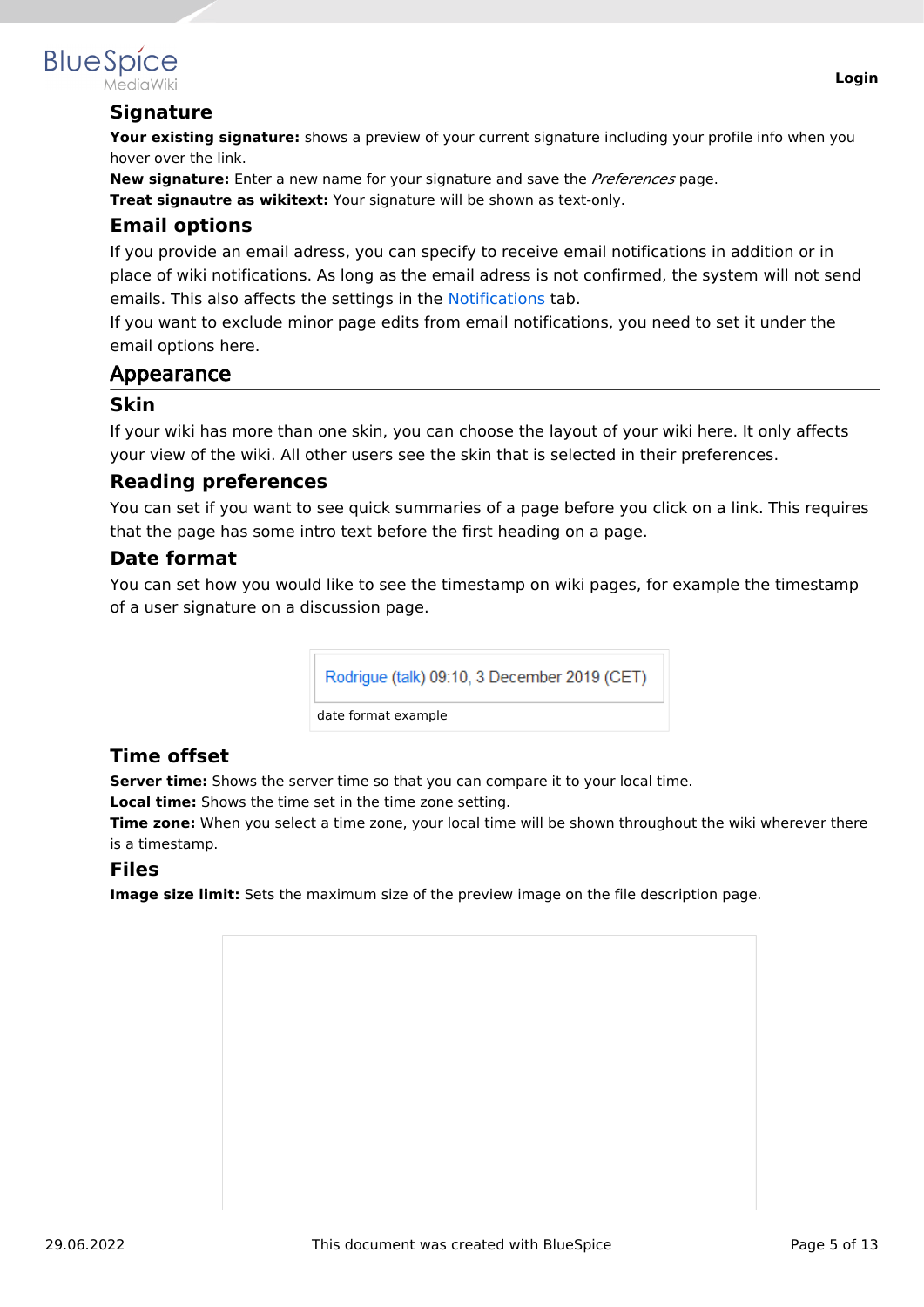### Signature

**Your existing signature:** shows a preview of your current signature including your profile info when you hover over the link.
**New signature:** Enter a new name for your signature and save the *Preferences* page.
**Treat signautre as wikitext:** Your signature will be shown as text-only.

### Email options

If you provide an email adress, you can specify to receive email notifications in addition or in place of wiki notifications. As long as the email adress is not confirmed, the system will not send emails. This also affects the settings in the Notifications tab.
If you want to exclude minor page edits from email notifications, you need to set it under the email options here.

## Appearance

### Skin

If your wiki has more than one skin, you can choose the layout of your wiki here. It only affects your view of the wiki. All other users see the skin that is selected in their preferences.

### Reading preferences

You can set if you want to see quick summaries of a page before you click on a link. This requires that the page has some intro text before the first heading on a page.

### Date format

You can set how you would like to see the timestamp on wiki pages, for example the timestamp of a user signature on a discussion page.

Rodrigue (talk) 09:10, 3 December 2019 (CET)

date format example

### Time offset

**Server time:** Shows the server time so that you can compare it to your local time.
**Local time:** Shows the time set in the time zone setting.
**Time zone:** When you select a time zone, your local time will be shown throughout the wiki wherever there is a timestamp.

### Files

**Image size limit:** Sets the maximum size of the preview image on the file description page.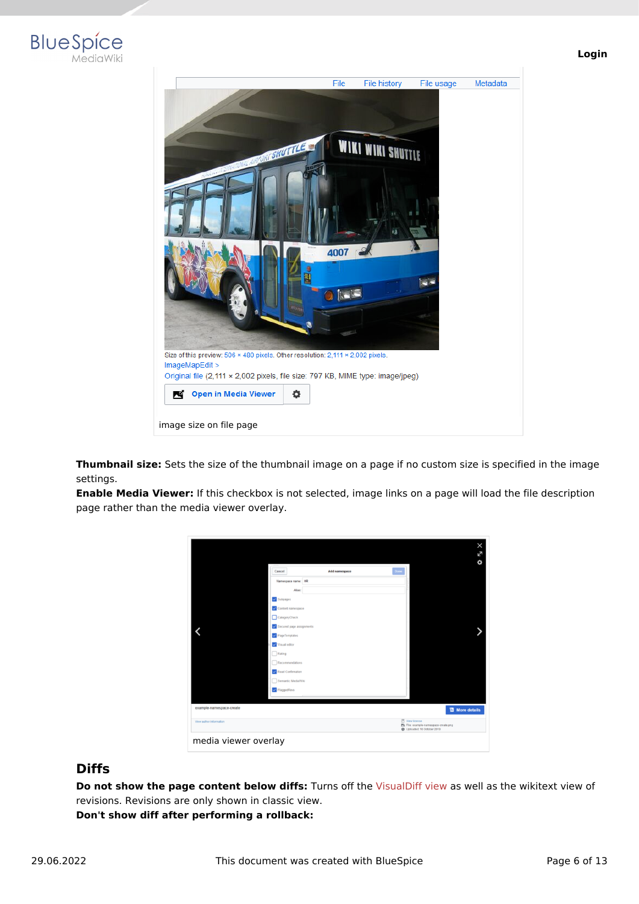image size on file page

**Thumbnail size:** Sets the size of the thumbnail image on a page if no custom size is specified in the image settings.
**Enable Media Viewer:** If this checkbox is not selected, image links on a page will load the file description page rather than the media viewer overlay.

media viewer overlay

## Diffs

**Do not show the page content below diffs:** Turns off the VisualDiff view as well as the wikitext view of revisions. Revisions are only shown in classic view.
**Don't show diff after performing a rollback:**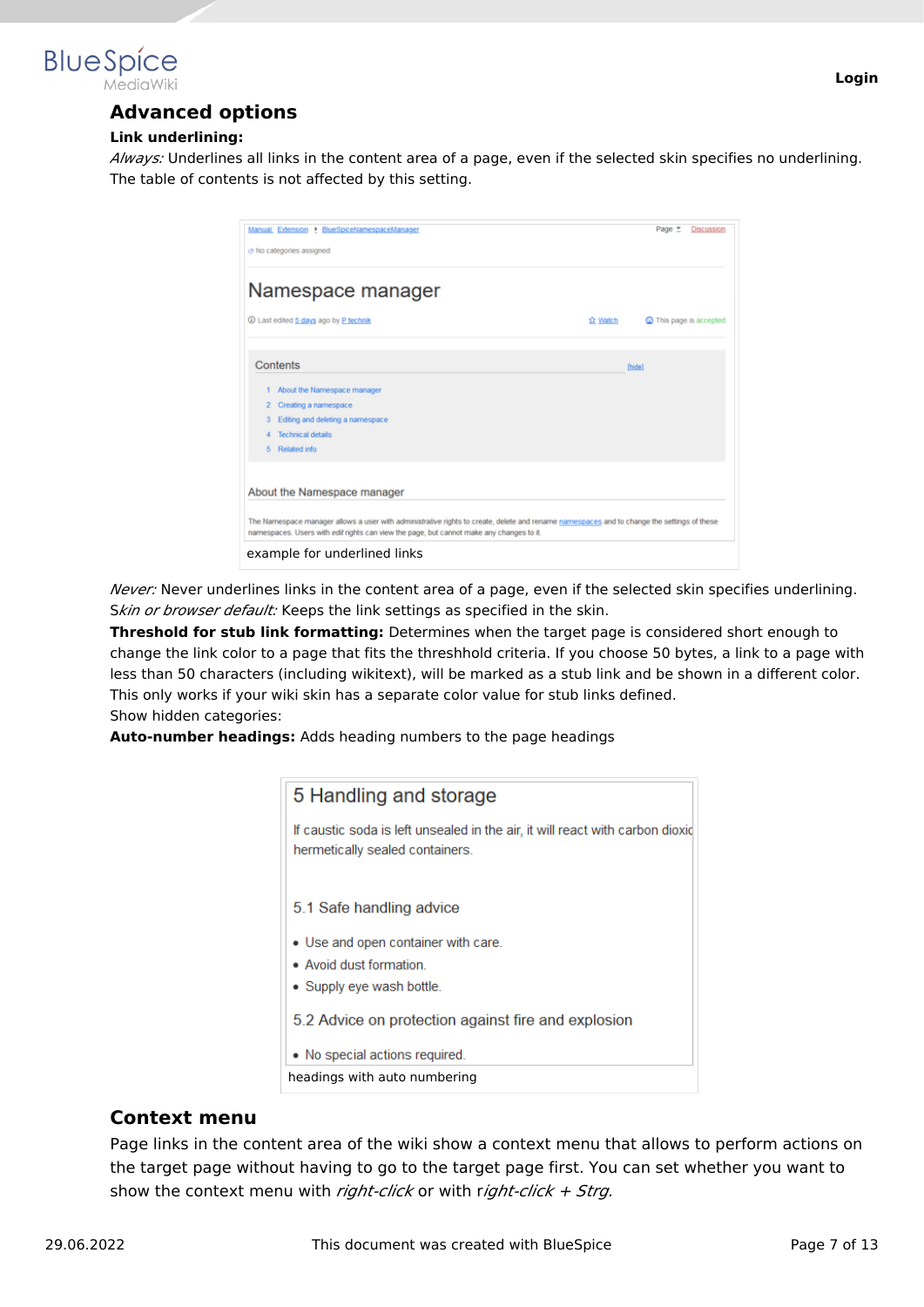## Advanced options

**Link underlining:**

*Always:* Underlines all links in the content area of a page, even if the selected skin specifies no underlining. The table of contents is not affected by this setting.

example for underlined links

*Never:* Never underlines links in the content area of a page, even if the selected skin specifies underlining.
S*kin or browser default:* Keeps the link settings as specified in the skin.
**Threshold for stub link formatting:** Determines when the target page is considered short enough to change the link color to a page that fits the threshhold criteria. If you choose 50 bytes, a link to a page with less than 50 characters (including wikitext), will be marked as a stub link and be shown in a different color. This only works if your wiki skin has a separate color value for stub links defined.
Show hidden categories:
**Auto-number headings:** Adds heading numbers to the page headings

headings with auto numbering

## Context menu

Page links in the content area of the wiki show a context menu that allows to perform actions on the target page without having to go to the target page first. You can set whether you want to show the context menu with *right-click* or with r*ight-click + Strg.*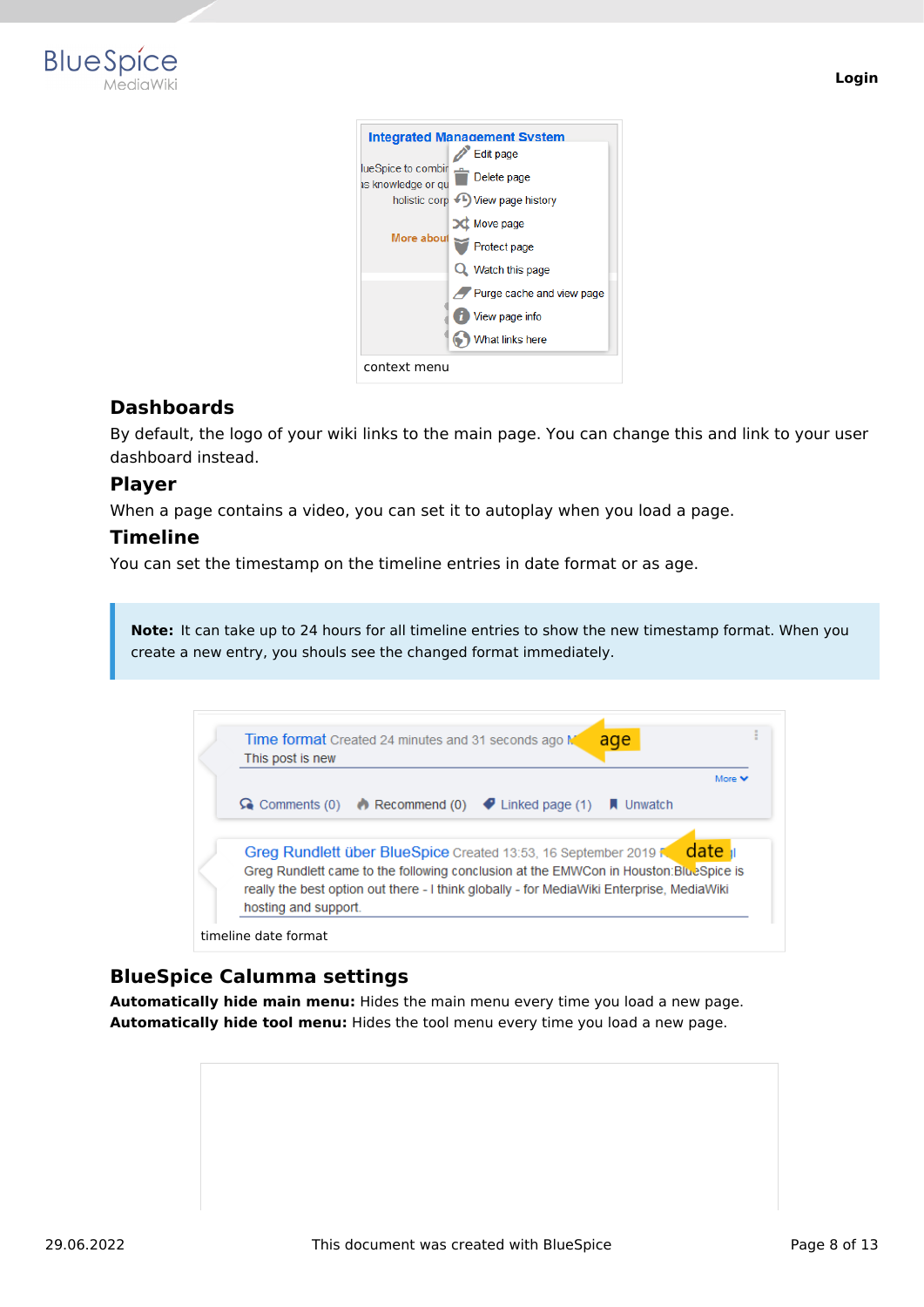context menu

### Dashboards

By default, the logo of your wiki links to the main page. You can change this and link to your user dashboard instead.

### Player

When a page contains a video, you can set it to autoplay when you load a page.

### Timeline

You can set the timestamp on the timeline entries in date format or as age.

> **Note:** It can take up to 24 hours for all timeline entries to show the new timestamp format. When you create a new entry, you shouls see the changed format immediately.

timeline date format

## BlueSpice Calumma settings

**Automatically hide main menu:** Hides the main menu every time you load a new page.
**Automatically hide tool menu:** Hides the tool menu every time you load a new page.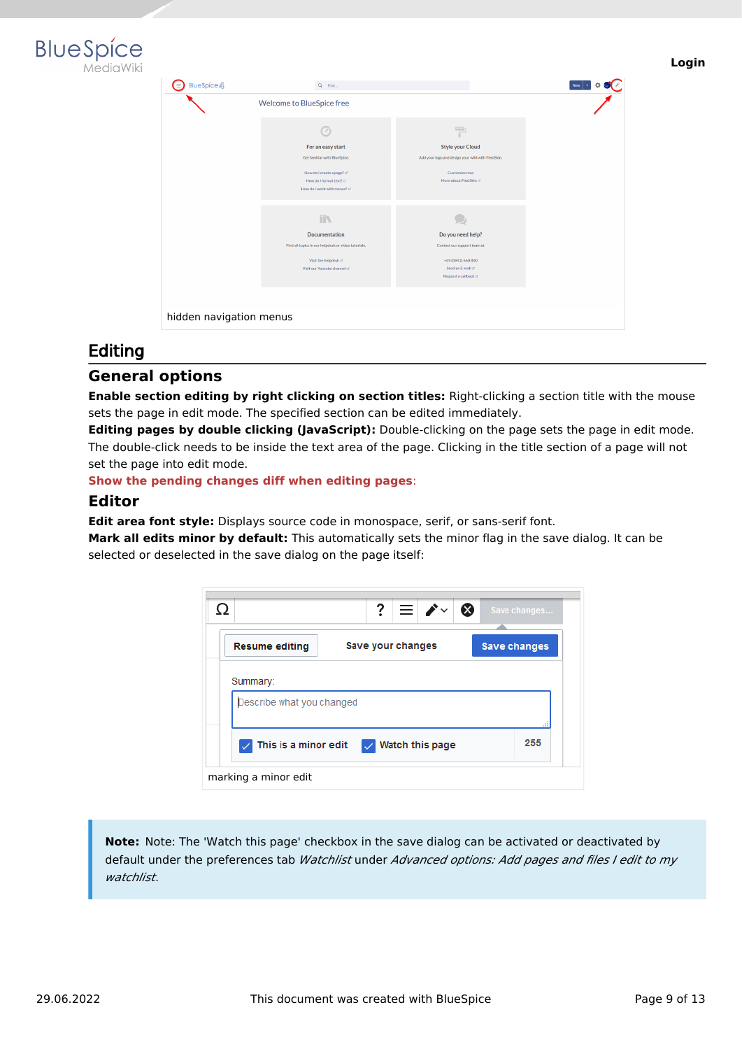hidden navigation menus

# Editing

## General options

**Enable section editing by right clicking on section titles:** Right-clicking a section title with the mouse sets the page in edit mode. The specified section can be edited immediately.

**Editing pages by double clicking (JavaScript):** Double-clicking on the page sets the page in edit mode. The double-click needs to be inside the text area of the page. Clicking in the title section of a page will not set the page into edit mode.

**Show the pending changes diff when editing pages**:

## Editor

**Edit area font style:** Displays source code in monospace, serif, or sans-serif font.

**Mark all edits minor by default:** This automatically sets the minor flag in the save dialog. It can be selected or deselected in the save dialog on the page itself:

marking a minor edit

> **Note:** Note: The 'Watch this page' checkbox in the save dialog can be activated or deactivated by default under the preferences tab *Watchlist* under *Advanced options: Add pages and files I edit to my watchlist.*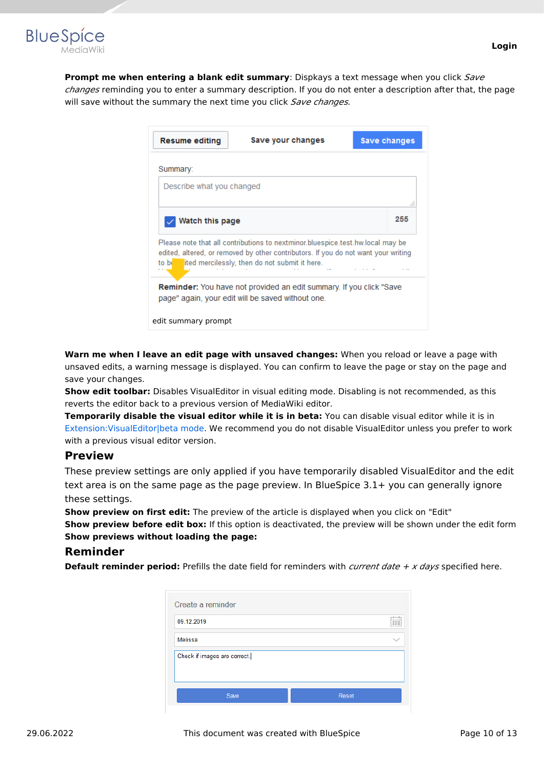**Prompt me when entering a blank edit summary**: Dispkays a text message when you click *Save changes* reminding you to enter a summary description. If you do not enter a description after that, the page will save without the summary the next time you click *Save changes.*

edit summary prompt

**Warn me when I leave an edit page with unsaved changes:** When you reload or leave a page with unsaved edits, a warning message is displayed. You can confirm to leave the page or stay on the page and save your changes.
**Show edit toolbar:** Disables VisualEditor in visual editing mode. Disabling is not recommended, as this reverts the editor back to a previous version of MediaWiki editor.
**Temporarily disable the visual editor while it is in beta:** You can disable visual editor while it is in Extension:VisualEditor|beta mode. We recommend you do not disable VisualEditor unless you prefer to work with a previous visual editor version.

## Preview

These preview settings are only applied if you have temporarily disabled VisualEditor and the edit text area is on the same page as the page preview. In BlueSpice 3.1+ you can generally ignore these settings.
**Show preview on first edit:** The preview of the article is displayed when you click on "Edit"
**Show preview before edit box:** If this option is deactivated, the preview will be shown under the edit form
**Show previews without loading the page:**

## Reminder

**Default reminder period:** Prefills the date field for reminders with *current date + x days* specified here.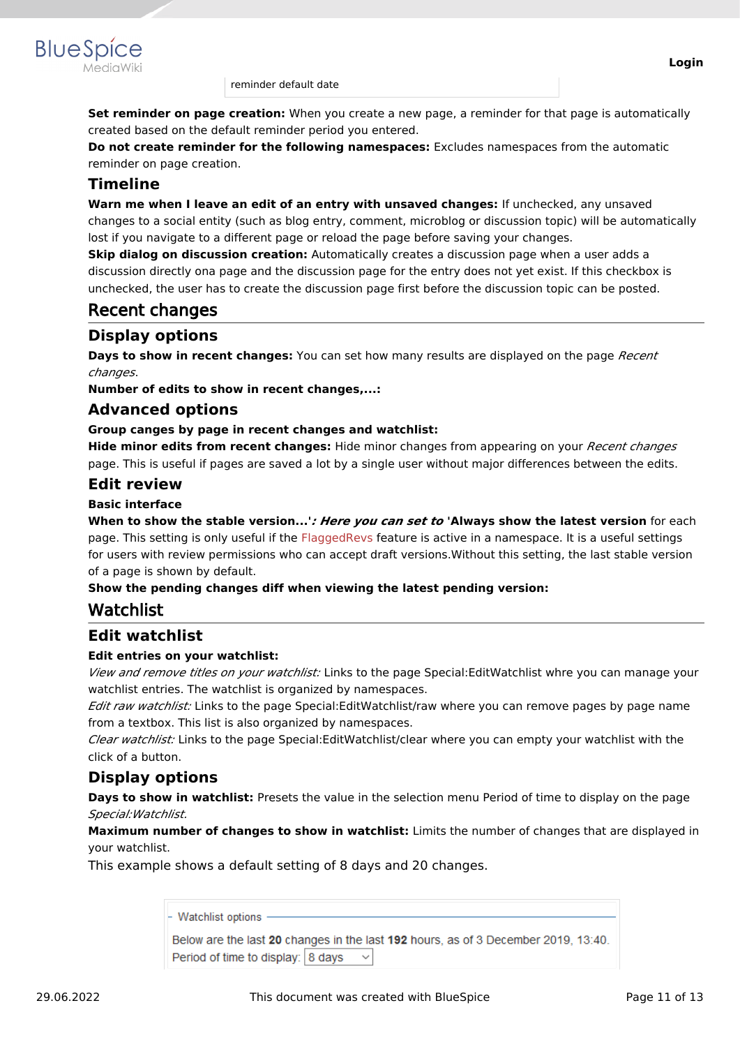reminder default date

**Set reminder on page creation:** When you create a new page, a reminder for that page is automatically created based on the default reminder period you entered.
**Do not create reminder for the following namespaces:** Excludes namespaces from the automatic reminder on page creation.

### Timeline

**Warn me when I leave an edit of an entry with unsaved changes:** If unchecked, any unsaved changes to a social entity (such as blog entry, comment, microblog or discussion topic) will be automatically lost if you navigate to a different page or reload the page before saving your changes.
**Skip dialog on discussion creation:** Automatically creates a discussion page when a user adds a discussion directly ona page and the discussion page for the entry does not yet exist. If this checkbox is unchecked, the user has to create the discussion page first before the discussion topic can be posted.

## Recent changes

### Display options

**Days to show in recent changes:** You can set how many results are displayed on the page *Recent changes*.
**Number of edits to show in recent changes,...:**

### Advanced options

**Group canges by page in recent changes and watchlist:**
**Hide minor edits from recent changes:** Hide minor changes from appearing on your *Recent changes* page. This is useful if pages are saved a lot by a single user without major differences between the edits.

### Edit review

**Basic interface**
**When to show the stable version...'*: Here you can set to* 'Always show the latest version** for each page. This setting is only useful if the FlaggedRevs feature is active in a namespace. It is a useful settings for users with review permissions who can accept draft versions.Without this setting, the last stable version of a page is shown by default.
**Show the pending changes diff when viewing the latest pending version:**

## Watchlist

### Edit watchlist

**Edit entries on your watchlist:**
*View and remove titles on your watchlist:* Links to the page Special:EditWatchlist whre you can manage your watchlist entries. The watchlist is organized by namespaces.
*Edit raw watchlist:* Links to the page Special:EditWatchlist/raw where you can remove pages by page name from a textbox. This list is also organized by namespaces.
*Clear watchlist:* Links to the page Special:EditWatchlist/clear where you can empty your watchlist with the click of a button.

### Display options

**Days to show in watchlist:** Presets the value in the selection menu Period of time to display on the page *Special:Watchlist.*
**Maximum number of changes to show in watchlist:** Limits the number of changes that are displayed in your watchlist.

This example shows a default setting of 8 days and 20 changes.

- Watchlist options

Below are the last **20** changes in the last **192** hours, as of 3 December 2019, 13:40.
Period of time to display: 8 days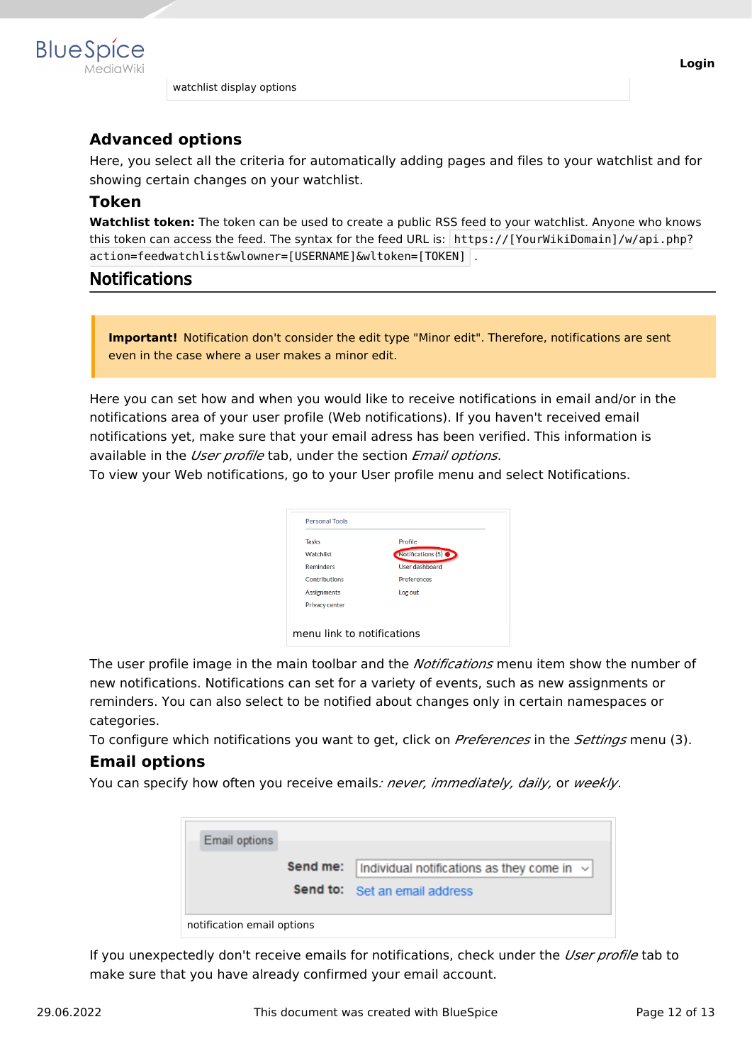watchlist display options

### Advanced options

Here, you select all the criteria for automatically adding pages and files to your watchlist and for showing certain changes on your watchlist.

### Token

**Watchlist token:** The token can be used to create a public RSS feed to your watchlist. Anyone who knows this token can access the feed. The syntax for the feed URL is: `https://[YourWikiDomain]/w/api.php?action=feedwatchlist&wlowner=[USERNAME]&wltoken=[TOKEN]` .

## Notifications

**Important!** Notification don't consider the edit type "Minor edit". Therefore, notifications are sent even in the case where a user makes a minor edit.

Here you can set how and when you would like to receive notifications in email and/or in the notifications area of your user profile (Web notifications). If you haven't received email notifications yet, make sure that your email adress has been verified. This information is available in the *User profile* tab, under the section *Email options*.
To view your Web notifications, go to your User profile menu and select Notifications.

menu link to notifications

The user profile image in the main toolbar and the *Notifications* menu item show the number of new notifications. Notifications can set for a variety of events, such as new assignments or reminders. You can also select to be notified about changes only in certain namespaces or categories.
To configure which notifications you want to get, click on *Preferences* in the *Settings* menu (3).

### Email options

You can specify how often you receive emails*: never, immediately, daily,* or *weekly*.

notification email options

If you unexpectedly don't receive emails for notifications, check under the *User profile* tab to make sure that you have already confirmed your email account.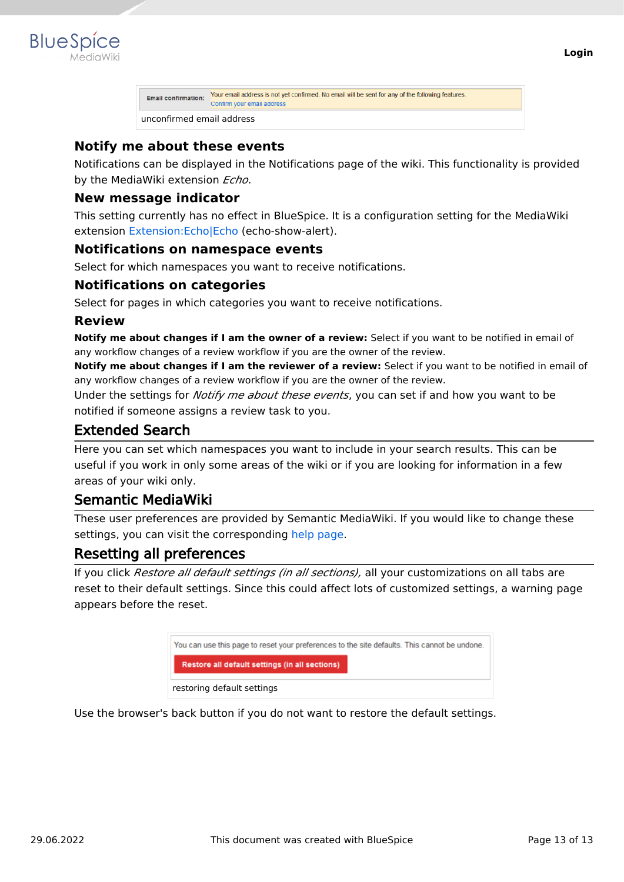Email confirmation: Your email address is not yet confirmed. No email will be sent for any of the following features. Confirm your email address

unconfirmed email address

### Notify me about these events

Notifications can be displayed in the Notifications page of the wiki. This functionality is provided by the MediaWiki extension *Echo*.

### New message indicator

This setting currently has no effect in BlueSpice. It is a configuration setting for the MediaWiki extension Extension:Echo|Echo (echo-show-alert).

### Notifications on namespace events

Select for which namespaces you want to receive notifications.

### Notifications on categories

Select for pages in which categories you want to receive notifications.

### Review

**Notify me about changes if I am the owner of a review:** Select if you want to be notified in email of any workflow changes of a review workflow if you are the owner of the review.
**Notify me about changes if I am the reviewer of a review:** Select if you want to be notified in email of any workflow changes of a review workflow if you are the owner of the review.
Under the settings for *Notify me about these events*, you can set if and how you want to be notified if someone assigns a review task to you.

## Extended Search

Here you can set which namespaces you want to include in your search results. This can be useful if you work in only some areas of the wiki or if you are looking for information in a few areas of your wiki only.

## Semantic MediaWiki

These user preferences are provided by Semantic MediaWiki. If you would like to change these settings, you can visit the corresponding help page.

## Resetting all preferences

If you click *Restore all default settings (in all sections),* all your customizations on all tabs are reset to their default settings. Since this could affect lots of customized settings, a warning page appears before the reset.

You can use this page to reset your preferences to the site defaults. This cannot be undone.

Restore all default settings (in all sections)

restoring default settings

Use the browser's back button if you do not want to restore the default settings.